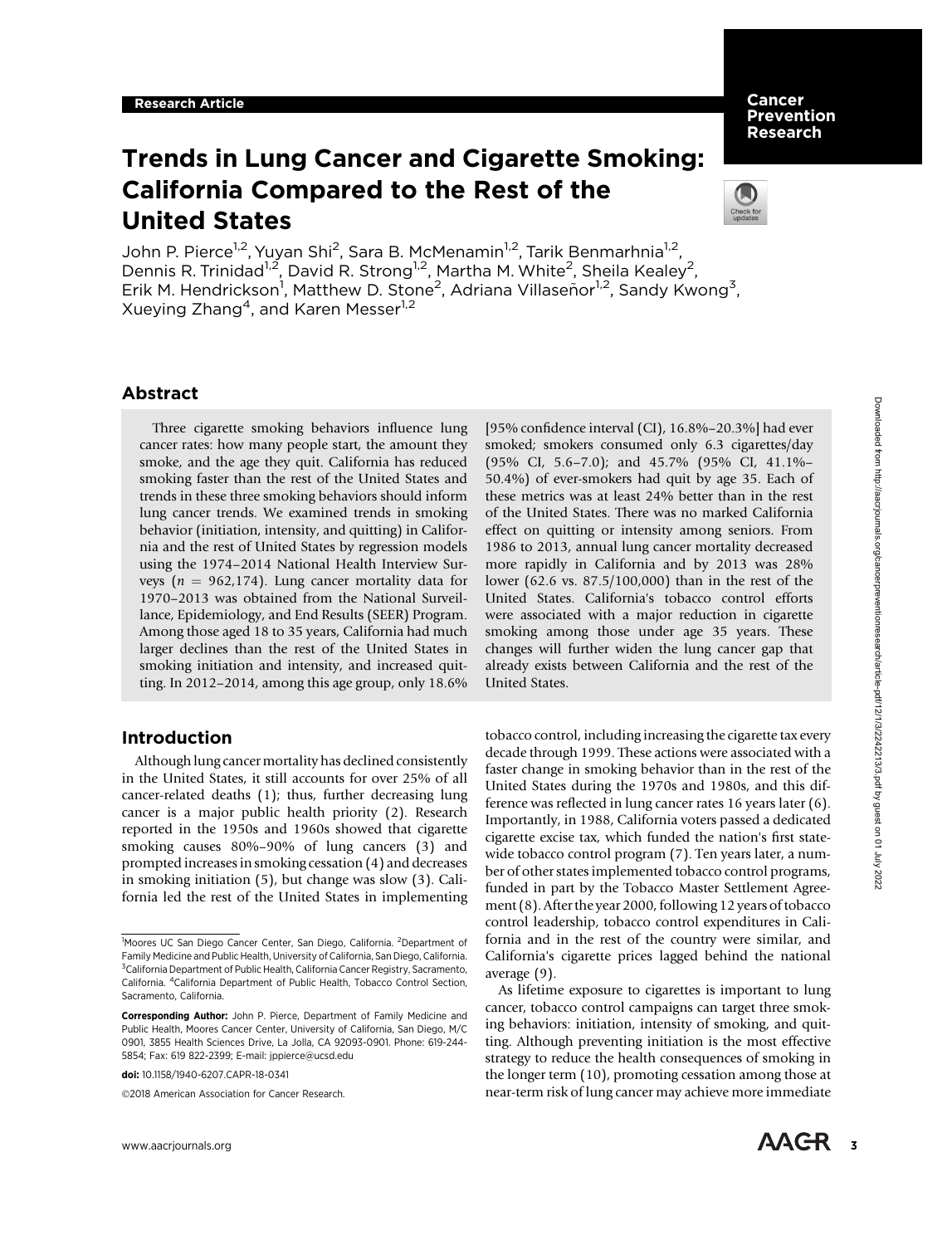Research Article

# Trends in Lung Cancer and Cigarette Smoking: California Compared to the Rest of the United States

John P. Pierce[1,2], Yuyan Shi[2], Sara B. McMenamin[1,2], Tarik Benmarhnia[1,2], Dennis R. Trinidad[1,2], David R. Strong[1,2], Martha M. White[2], Sheila Kealey[2], Erik M. Hendrickson[1], Matthew D. Stone[2], Adriana Villaseñor[1,2], Sandy Kwong[3], Xueying Zhang[4], and Karen Messer[1,2]

## Abstract

Three cigarette smoking behaviors influence lung cancer rates: how many people start, the amount they smoke, and the age they quit. California has reduced smoking faster than the rest of the United States and trends in these three smoking behaviors should inform lung cancer trends. We examined trends in smoking behavior (initiation, intensity, and quitting) in California and the rest of United States by regression models using the 1974–2014 National Health Interview Surveys ($n = 962,174$). Lung cancer mortality data for 1970–2013 was obtained from the National Surveillance, Epidemiology, and End Results (SEER) Program. Among those aged 18 to 35 years, California had much larger declines than the rest of the United States in smoking initiation and intensity, and increased quitting. In 2012–2014, among this age group, only 18.6% [95% confidence interval (CI), 16.8%–20.3%] had ever smoked; smokers consumed only 6.3 cigarettes/day (95% CI, 5.6–7.0); and 45.7% (95% CI, 41.1%–50.4%) of ever-smokers had quit by age 35. Each of these metrics was at least 24% better than in the rest of the United States. There was no marked California effect on quitting or intensity among seniors. From 1986 to 2013, annual lung cancer mortality decreased more rapidly in California and by 2013 was 28% lower (62.6 vs. 87.5/100,000) than in the rest of the United States. California's tobacco control efforts were associated with a major reduction in cigarette smoking among those under age 35 years. These changes will further widen the lung cancer gap that already exists between California and the rest of the United States.

## Introduction

Although lung cancer mortality has declined consistently in the United States, it still accounts for over 25% of all cancer-related deaths (1); thus, further decreasing lung cancer is a major public health priority (2). Research reported in the 1950s and 1960s showed that cigarette smoking causes 80%–90% of lung cancers (3) and prompted increases in smoking cessation (4) and decreases in smoking initiation (5), but change was slow (3). California led the rest of the United States in implementing tobacco control, including increasing the cigarette tax every decade through 1999. These actions were associated with a faster change in smoking behavior than in the rest of the United States during the 1970s and 1980s, and this difference was reflected in lung cancer rates 16 years later (6). Importantly, in 1988, California voters passed a dedicated cigarette excise tax, which funded the nation's first statewide tobacco control program (7). Ten years later, a number of other states implemented tobacco control programs, funded in part by the Tobacco Master Settlement Agreement (8). After the year 2000, following 12 years of tobacco control leadership, tobacco control expenditures in California and in the rest of the country were similar, and California's cigarette prices lagged behind the national average (9).

As lifetime exposure to cigarettes is important to lung cancer, tobacco control campaigns can target three smoking behaviors: initiation, intensity of smoking, and quitting. Although preventing initiation is the most effective strategy to reduce the health consequences of smoking in the longer term (10), promoting cessation among those at near-term risk of lung cancer may achieve more immediate

---

[1]Moores UC San Diego Cancer Center, San Diego, California. [2]Department of Family Medicine and Public Health, University of California, San Diego, California. [3]California Department of Public Health, California Cancer Registry, Sacramento, California. [4]California Department of Public Health, Tobacco Control Section, Sacramento, California.

**Corresponding Author:** John P. Pierce, Department of Family Medicine and Public Health, Moores Cancer Center, University of California, San Diego, M/C 0901, 3855 Health Sciences Drive, La Jolla, CA 92093-0901. Phone: 619-244-5854; Fax: 619 822-2399; E-mail: jppierce@ucsd.edu

**doi:** 10.1158/1940-6207.CAPR-18-0341

©2018 American Association for Cancer Research.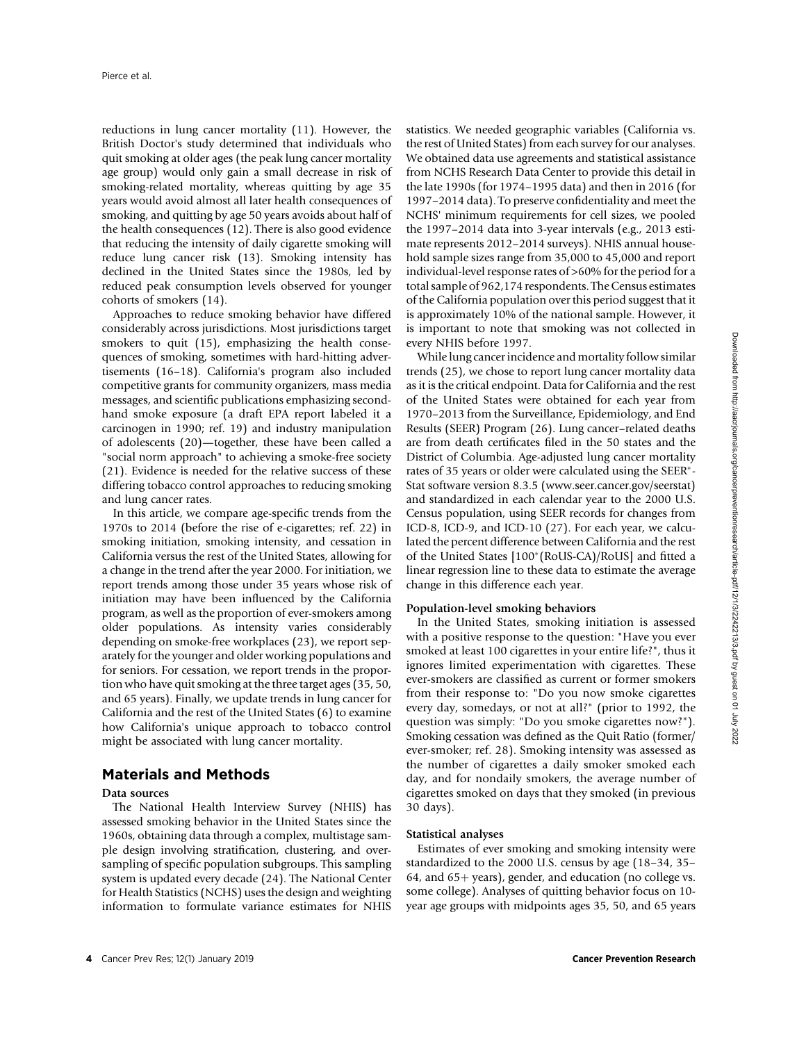reductions in lung cancer mortality (11). However, the British Doctor's study determined that individuals who quit smoking at older ages (the peak lung cancer mortality age group) would only gain a small decrease in risk of smoking-related mortality, whereas quitting by age 35 years would avoid almost all later health consequences of smoking, and quitting by age 50 years avoids about half of the health consequences (12). There is also good evidence that reducing the intensity of daily cigarette smoking will reduce lung cancer risk (13). Smoking intensity has declined in the United States since the 1980s, led by reduced peak consumption levels observed for younger cohorts of smokers (14).

Approaches to reduce smoking behavior have differed considerably across jurisdictions. Most jurisdictions target smokers to quit (15), emphasizing the health consequences of smoking, sometimes with hard-hitting advertisements (16–18). California's program also included competitive grants for community organizers, mass media messages, and scientific publications emphasizing secondhand smoke exposure (a draft EPA report labeled it a carcinogen in 1990; ref. 19) and industry manipulation of adolescents (20)—together, these have been called a "social norm approach" to achieving a smoke-free society (21). Evidence is needed for the relative success of these differing tobacco control approaches to reducing smoking and lung cancer rates.

In this article, we compare age-specific trends from the 1970s to 2014 (before the rise of e-cigarettes; ref. 22) in smoking initiation, smoking intensity, and cessation in California versus the rest of the United States, allowing for a change in the trend after the year 2000. For initiation, we report trends among those under 35 years whose risk of initiation may have been influenced by the California program, as well as the proportion of ever-smokers among older populations. As intensity varies considerably depending on smoke-free workplaces (23), we report separately for the younger and older working populations and for seniors. For cessation, we report trends in the proportion who have quit smoking at the three target ages (35, 50, and 65 years). Finally, we update trends in lung cancer for California and the rest of the United States (6) to examine how California's unique approach to tobacco control might be associated with lung cancer mortality.

## Materials and Methods

### Data sources

The National Health Interview Survey (NHIS) has assessed smoking behavior in the United States since the 1960s, obtaining data through a complex, multistage sample design involving stratification, clustering, and oversampling of specific population subgroups. This sampling system is updated every decade (24). The National Center for Health Statistics (NCHS) uses the design and weighting information to formulate variance estimates for NHIS statistics. We needed geographic variables (California vs. the rest of United States) from each survey for our analyses. We obtained data use agreements and statistical assistance from NCHS Research Data Center to provide this detail in the late 1990s (for 1974–1995 data) and then in 2016 (for 1997–2014 data). To preserve confidentiality and meet the NCHS' minimum requirements for cell sizes, we pooled the 1997–2014 data into 3-year intervals (e.g., 2013 estimate represents 2012–2014 surveys). NHIS annual household sample sizes range from 35,000 to 45,000 and report individual-level response rates of >60% for the period for a total sample of 962,174 respondents. The Census estimates of the California population over this period suggest that it is approximately 10% of the national sample. However, it is important to note that smoking was not collected in every NHIS before 1997.

While lung cancer incidence and mortality follow similar trends (25), we chose to report lung cancer mortality data as it is the critical endpoint. Data for California and the rest of the United States were obtained for each year from 1970–2013 from the Surveillance, Epidemiology, and End Results (SEER) Program (26). Lung cancer–related deaths are from death certificates filed in the 50 states and the District of Columbia. Age-adjusted lung cancer mortality rates of 35 years or older were calculated using the SEER*-Stat software version 8.3.5 (www.seer.cancer.gov/seerstat) and standardized in each calendar year to the 2000 U.S. Census population, using SEER records for changes from ICD-8, ICD-9, and ICD-10 (27). For each year, we calculated the percent difference between California and the rest of the United States [100*(RoUS-CA)/RoUS] and fitted a linear regression line to these data to estimate the average change in this difference each year.

### Population-level smoking behaviors

In the United States, smoking initiation is assessed with a positive response to the question: "Have you ever smoked at least 100 cigarettes in your entire life?", thus it ignores limited experimentation with cigarettes. These ever-smokers are classified as current or former smokers from their response to: "Do you now smoke cigarettes every day, somedays, or not at all?" (prior to 1992, the question was simply: "Do you smoke cigarettes now?"). Smoking cessation was defined as the Quit Ratio (former/ever-smoker; ref. 28). Smoking intensity was assessed as the number of cigarettes a daily smoker smoked each day, and for nondaily smokers, the average number of cigarettes smoked on days that they smoked (in previous 30 days).

### Statistical analyses

Estimates of ever smoking and smoking intensity were standardized to the 2000 U.S. census by age (18–34, 35–64, and 65+ years), gender, and education (no college vs. some college). Analyses of quitting behavior focus on 10-year age groups with midpoints ages 35, 50, and 65 years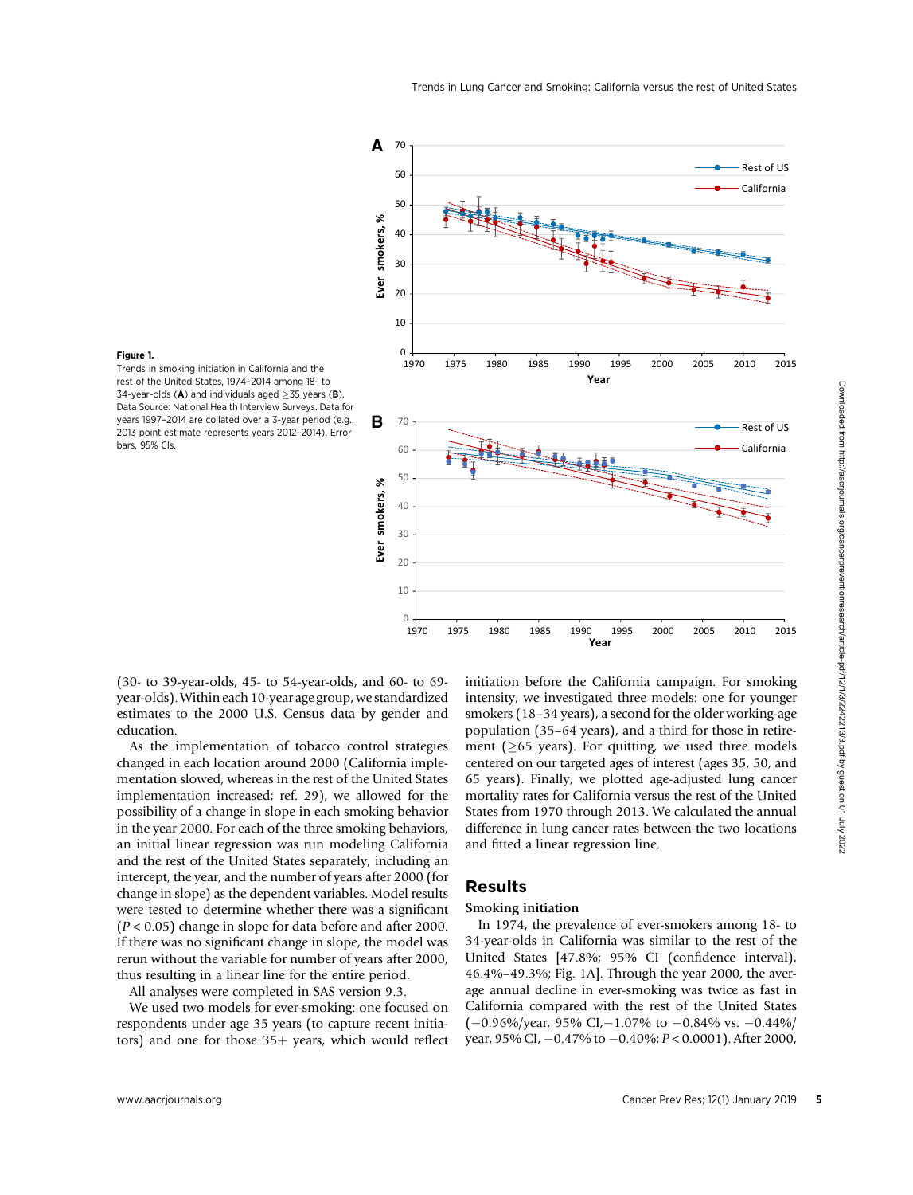**Figure 1.**
Trends in smoking initiation in California and the rest of the United States, 1974–2014 among 18- to 34-year-olds (**A**) and individuals aged ≥35 years (**B**). Data Source: National Health Interview Surveys. Data for years 1997–2014 are collated over a 3-year period (e.g., 2013 point estimate represents years 2012–2014). Error bars, 95% CIs.

(30- to 39-year-olds, 45- to 54-year-olds, and 60- to 69-year-olds). Within each 10-year age group, we standardized estimates to the 2000 U.S. Census data by gender and education.

As the implementation of tobacco control strategies changed in each location around 2000 (California implementation slowed, whereas in the rest of the United States implementation increased; ref. 29), we allowed for the possibility of a change in slope in each smoking behavior in the year 2000. For each of the three smoking behaviors, an initial linear regression was run modeling California and the rest of the United States separately, including an intercept, the year, and the number of years after 2000 (for change in slope) as the dependent variables. Model results were tested to determine whether there was a significant ($P < 0.05$) change in slope for data before and after 2000. If there was no significant change in slope, the model was rerun without the variable for number of years after 2000, thus resulting in a linear line for the entire period.

All analyses were completed in SAS version 9.3.

We used two models for ever-smoking: one focused on respondents under age 35 years (to capture recent initiators) and one for those 35+ years, which would reflect initiation before the California campaign. For smoking intensity, we investigated three models: one for younger smokers (18–34 years), a second for the older working-age population (35–64 years), and a third for those in retirement (≥65 years). For quitting, we used three models centered on our targeted ages of interest (ages 35, 50, and 65 years). Finally, we plotted age-adjusted lung cancer mortality rates for California versus the rest of the United States from 1970 through 2013. We calculated the annual difference in lung cancer rates between the two locations and fitted a linear regression line.

## Results

### Smoking initiation

In 1974, the prevalence of ever-smokers among 18- to 34-year-olds in California was similar to the rest of the United States [47.8%; 95% CI (confidence interval), 46.4%–49.3%; Fig. 1A]. Through the year 2000, the average annual decline in ever-smoking was twice as fast in California compared with the rest of the United States (−0.96%/year, 95% CI, −1.07% to −0.84% vs. −0.44%/year, 95% CI, −0.47% to −0.40%; $P < 0.0001$). After 2000,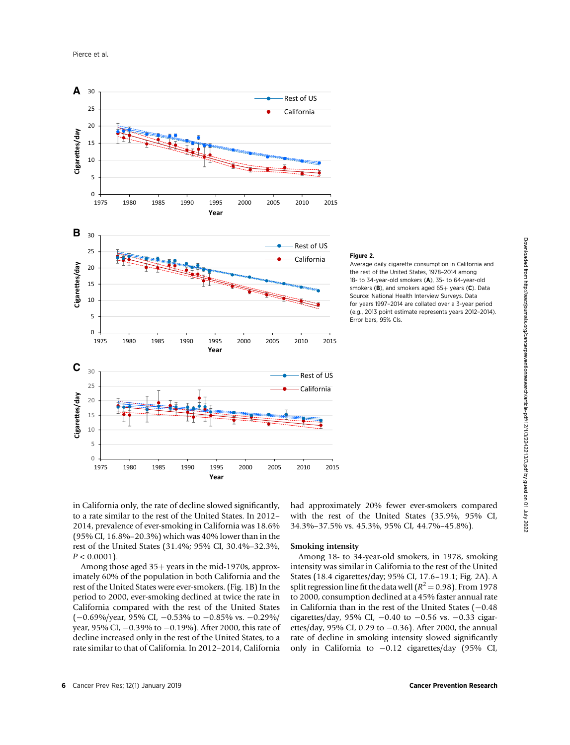**Figure 2.**
Average daily cigarette consumption in California and the rest of the United States, 1978–2014 among 18- to 34-year-old smokers (**A**), 35- to 64-year-old smokers (**B**), and smokers aged 65+ years (**C**). Data Source: National Health Interview Surveys. Data for years 1997–2014 are collated over a 3-year period (e.g., 2013 point estimate represents years 2012–2014). Error bars, 95% CIs.

in California only, the rate of decline slowed significantly, to a rate similar to the rest of the United States. In 2012–2014, prevalence of ever-smoking in California was 18.6% (95% CI, 16.8%–20.3%) which was 40% lower than in the rest of the United States (31.4%; 95% CI, 30.4%–32.3%, $P < 0.0001$).

Among those aged 35+ years in the mid-1970s, approximately 60% of the population in both California and the rest of the United States were ever-smokers. (Fig. 1B) In the period to 2000, ever-smoking declined at twice the rate in California compared with the rest of the United States (−0.69%/year, 95% CI, −0.53% to −0.85% vs. −0.29%/year, 95% CI, −0.39% to −0.19%). After 2000, this rate of decline increased only in the rest of the United States, to a rate similar to that of California. In 2012–2014, California had approximately 20% fewer ever-smokers compared with the rest of the United States (35.9%, 95% CI, 34.3%–37.5% vs. 45.3%, 95% CI, 44.7%–45.8%).

### Smoking intensity

Among 18- to 34-year-old smokers, in 1978, smoking intensity was similar in California to the rest of the United States (18.4 cigarettes/day; 95% CI, 17.6–19.1; Fig. 2A). A split regression line fit the data well ($R^2 = 0.98$). From 1978 to 2000, consumption declined at a 45% faster annual rate in California than in the rest of the United States (−0.48 cigarettes/day, 95% CI, −0.40 to −0.56 vs. −0.33 cigarettes/day, 95% CI, 0.29 to −0.36). After 2000, the annual rate of decline in smoking intensity slowed significantly only in California to −0.12 cigarettes/day (95% CI,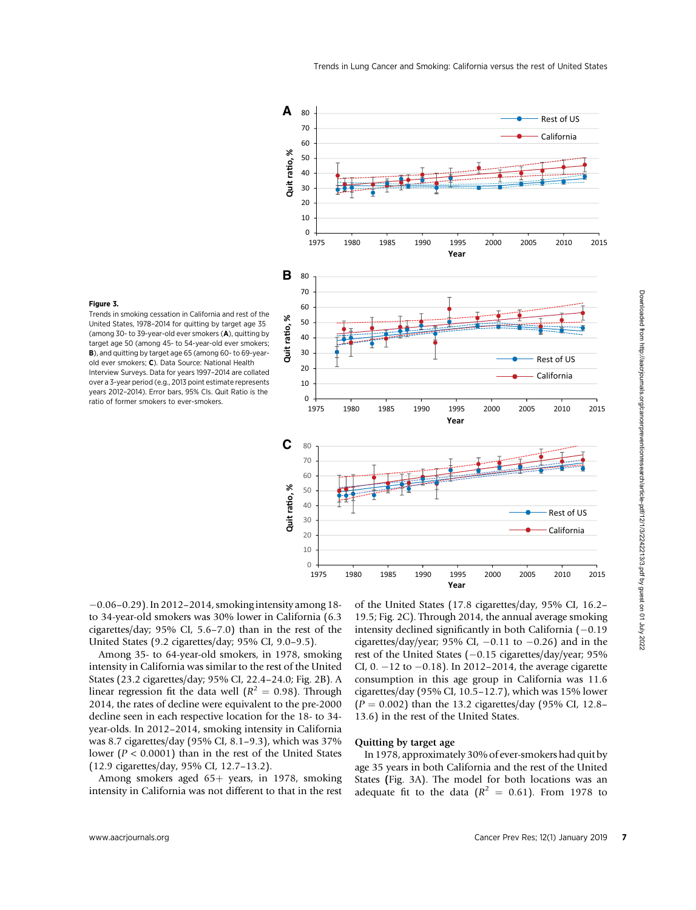Figure 3.

Trends in smoking cessation in California and rest of the United States, 1978–2014 for quitting by target age 35 (among 30- to 39-year-old ever smokers (**A**), quitting by target age 50 (among 45- to 54-year-old ever smokers; **B**), and quitting by target age 65 (among 60- to 69-year-old ever smokers; **C**). Data Source: National Health Interview Surveys. Data for years 1997–2014 are collated over a 3-year period (e.g., 2013 point estimate represents years 2012–2014). Error bars, 95% CIs. Quit Ratio is the ratio of former smokers to ever-smokers.

−0.06–0.29). In 2012–2014, smoking intensity among 18- to 34-year-old smokers was 30% lower in California (6.3 cigarettes/day; 95% CI, 5.6–7.0) than in the rest of the United States (9.2 cigarettes/day; 95% CI, 9.0–9.5).

Among 35- to 64-year-old smokers, in 1978, smoking intensity in California was similar to the rest of the United States (23.2 cigarettes/day; 95% CI, 22.4–24.0; Fig. 2B). A linear regression fit the data well ($R^2 = 0.98$). Through 2014, the rates of decline were equivalent to the pre-2000 decline seen in each respective location for the 18- to 34-year-olds. In 2012–2014, smoking intensity in California was 8.7 cigarettes/day (95% CI, 8.1–9.3), which was 37% lower ($P < 0.0001$) than in the rest of the United States (12.9 cigarettes/day, 95% CI, 12.7–13.2).

Among smokers aged 65+ years, in 1978, smoking intensity in California was not different to that in the rest of the United States (17.8 cigarettes/day, 95% CI, 16.2–19.5; Fig. 2C). Through 2014, the annual average smoking intensity declined significantly in both California (−0.19 cigarettes/day/year; 95% CI, −0.11 to −0.26) and in the rest of the United States (−0.15 cigarettes/day/year; 95% CI, 0. −12 to −0.18). In 2012–2014, the average cigarette consumption in this age group in California was 11.6 cigarettes/day (95% CI, 10.5–12.7), which was 15% lower ($P = 0.002$) than the 13.2 cigarettes/day (95% CI, 12.8–13.6) in the rest of the United States.

### Quitting by target age

In 1978, approximately 30% of ever-smokers had quit by age 35 years in both California and the rest of the United States **(**Fig. 3A). The model for both locations was an adequate fit to the data ($R^2 = 0.61$). From 1978 to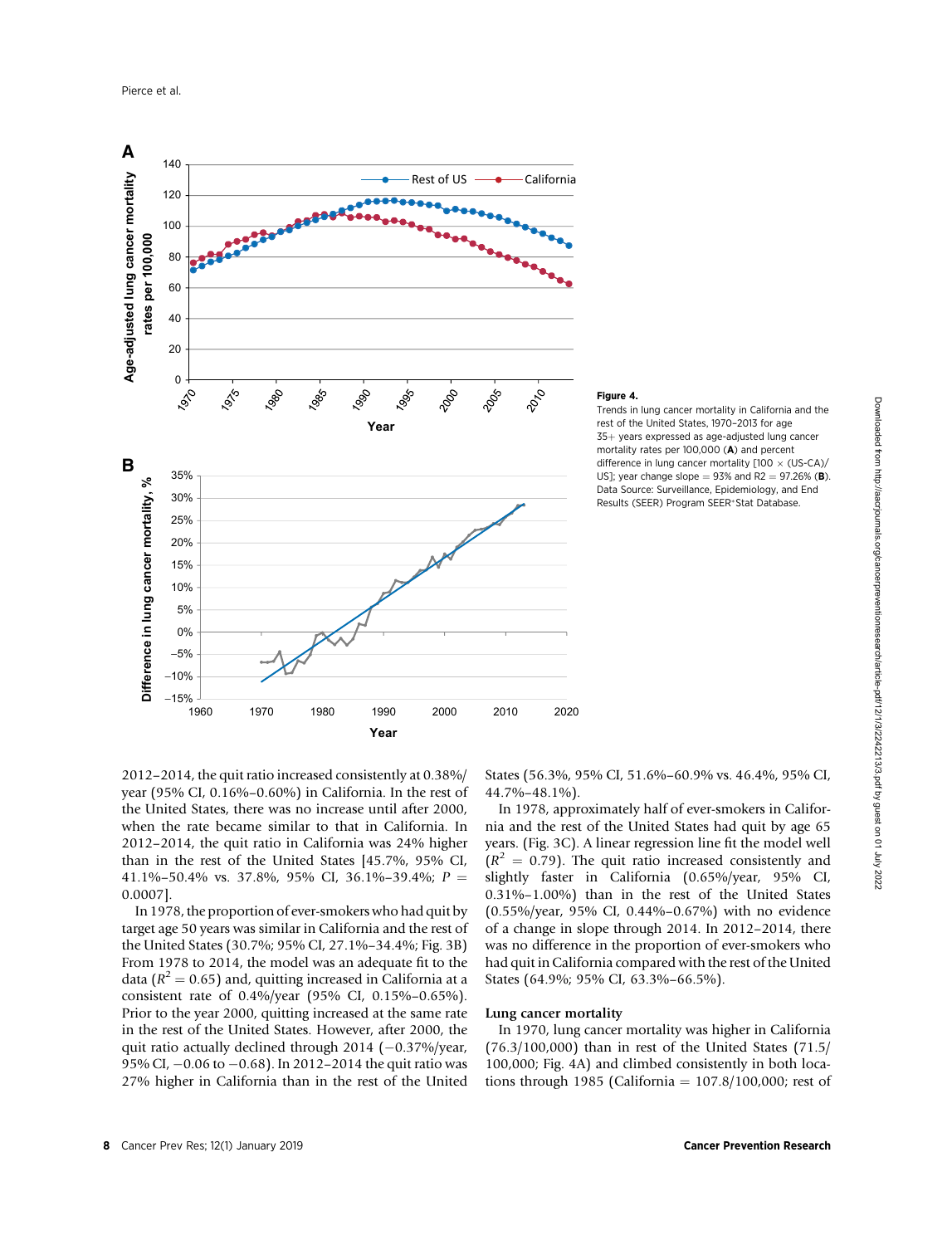**Figure 4.**
Trends in lung cancer mortality in California and the rest of the United States, 1970–2013 for age 35+ years expressed as age-adjusted lung cancer mortality rates per 100,000 (**A**) and percent difference in lung cancer mortality [100 × (US-CA)/US]; year change slope = 93% and R2 = 97.26% (**B**). Data Source: Surveillance, Epidemiology, and End Results (SEER) Program SEER*Stat Database.

2012–2014, the quit ratio increased consistently at 0.38%/year (95% CI, 0.16%–0.60%) in California. In the rest of the United States, there was no increase until after 2000, when the rate became similar to that in California. In 2012–2014, the quit ratio in California was 24% higher than in the rest of the United States [45.7%, 95% CI, 41.1%–50.4% vs. 37.8%, 95% CI, 36.1%–39.4%; $P = 0.0007$].

In 1978, the proportion of ever-smokers who had quit by target age 50 years was similar in California and the rest of the United States (30.7%; 95% CI, 27.1%–34.4%; Fig. 3B) From 1978 to 2014, the model was an adequate fit to the data ($R^2 = 0.65$) and, quitting increased in California at a consistent rate of 0.4%/year (95% CI, 0.15%–0.65%). Prior to the year 2000, quitting increased at the same rate in the rest of the United States. However, after 2000, the quit ratio actually declined through 2014 (−0.37%/year, 95% CI, −0.06 to −0.68). In 2012–2014 the quit ratio was 27% higher in California than in the rest of the United States (56.3%, 95% CI, 51.6%–60.9% vs. 46.4%, 95% CI, 44.7%–48.1%).

In 1978, approximately half of ever-smokers in California and the rest of the United States had quit by age 65 years. (Fig. 3C). A linear regression line fit the model well ($R^2 = 0.79$). The quit ratio increased consistently and slightly faster in California (0.65%/year, 95% CI, 0.31%–1.00%) than in the rest of the United States (0.55%/year, 95% CI, 0.44%–0.67%) with no evidence of a change in slope through 2014. In 2012–2014, there was no difference in the proportion of ever-smokers who had quit in California compared with the rest of the United States (64.9%; 95% CI, 63.3%–66.5%).

## Lung cancer mortality

In 1970, lung cancer mortality was higher in California (76.3/100,000) than in rest of the United States (71.5/100,000; Fig. 4A) and climbed consistently in both locations through 1985 (California = 107.8/100,000; rest of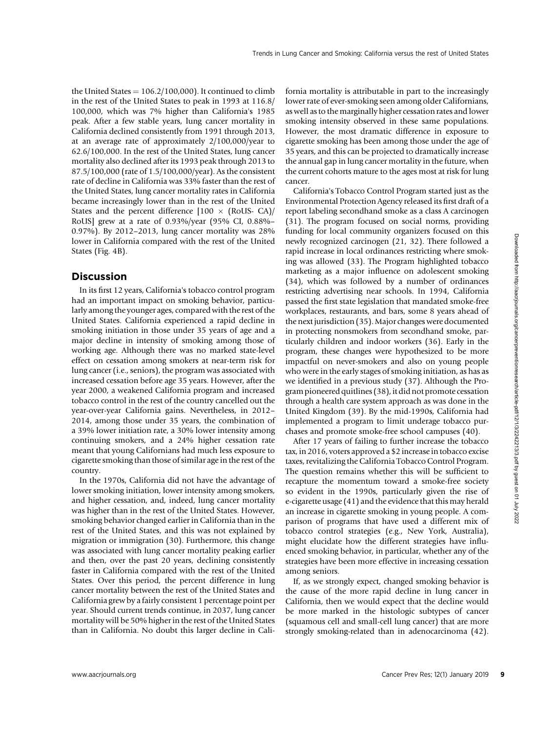the United States = 106.2/100,000). It continued to climb in the rest of the United States to peak in 1993 at 116.8/100,000, which was 7% higher than California's 1985 peak. After a few stable years, lung cancer mortality in California declined consistently from 1991 through 2013, at an average rate of approximately 2/100,000/year to 62.6/100,000. In the rest of the United States, lung cancer mortality also declined after its 1993 peak through 2013 to 87.5/100,000 (rate of 1.5/100,000/year). As the consistent rate of decline in California was 33% faster than the rest of the United States, lung cancer mortality rates in California became increasingly lower than in the rest of the United States and the percent difference [100 × (RoUS- CA)/RoUS] grew at a rate of 0.93%/year (95% CI, 0.88%–0.97%). By 2012–2013, lung cancer mortality was 28% lower in California compared with the rest of the United States (Fig. 4B).

## Discussion

In its first 12 years, California's tobacco control program had an important impact on smoking behavior, particularly among the younger ages, compared with the rest of the United States. California experienced a rapid decline in smoking initiation in those under 35 years of age and a major decline in intensity of smoking among those of working age. Although there was no marked state-level effect on cessation among smokers at near-term risk for lung cancer (i.e., seniors), the program was associated with increased cessation before age 35 years. However, after the year 2000, a weakened California program and increased tobacco control in the rest of the country cancelled out the year-over-year California gains. Nevertheless, in 2012–2014, among those under 35 years, the combination of a 39% lower initiation rate, a 30% lower intensity among continuing smokers, and a 24% higher cessation rate meant that young Californians had much less exposure to cigarette smoking than those of similar age in the rest of the country.

In the 1970s, California did not have the advantage of lower smoking initiation, lower intensity among smokers, and higher cessation, and, indeed, lung cancer mortality was higher than in the rest of the United States. However, smoking behavior changed earlier in California than in the rest of the United States, and this was not explained by migration or immigration (30). Furthermore, this change was associated with lung cancer mortality peaking earlier and then, over the past 20 years, declining consistently faster in California compared with the rest of the United States. Over this period, the percent difference in lung cancer mortality between the rest of the United States and California grew by a fairly consistent 1 percentage point per year. Should current trends continue, in 2037, lung cancer mortality will be 50% higher in the rest of the United States than in California. No doubt this larger decline in California mortality is attributable in part to the increasingly lower rate of ever-smoking seen among older Californians, as well as to the marginally higher cessation rates and lower smoking intensity observed in these same populations. However, the most dramatic difference in exposure to cigarette smoking has been among those under the age of 35 years, and this can be projected to dramatically increase the annual gap in lung cancer mortality in the future, when the current cohorts mature to the ages most at risk for lung cancer.

California's Tobacco Control Program started just as the Environmental Protection Agency released its first draft of a report labeling secondhand smoke as a class A carcinogen (31). The program focused on social norms, providing funding for local community organizers focused on this newly recognized carcinogen (21, 32). There followed a rapid increase in local ordinances restricting where smoking was allowed (33). The Program highlighted tobacco marketing as a major influence on adolescent smoking (34), which was followed by a number of ordinances restricting advertising near schools. In 1994, California passed the first state legislation that mandated smoke-free workplaces, restaurants, and bars, some 8 years ahead of the next jurisdiction (35). Major changes were documented in protecting nonsmokers from secondhand smoke, particularly children and indoor workers (36). Early in the program, these changes were hypothesized to be more impactful on never-smokers and also on young people who were in the early stages of smoking initiation, as has as we identified in a previous study (37). Although the Program pioneered quitlines (38), it did not promote cessation through a health care system approach as was done in the United Kingdom (39). By the mid-1990s, California had implemented a program to limit underage tobacco purchases and promote smoke-free school campuses (40).

After 17 years of failing to further increase the tobacco tax, in 2016, voters approved a $2 increase in tobacco excise taxes, revitalizing the California Tobacco Control Program. The question remains whether this will be sufficient to recapture the momentum toward a smoke-free society so evident in the 1990s, particularly given the rise of e-cigarette usage (41) and the evidence that this may herald an increase in cigarette smoking in young people. A comparison of programs that have used a different mix of tobacco control strategies (e.g., New York, Australia), might elucidate how the different strategies have influenced smoking behavior, in particular, whether any of the strategies have been more effective in increasing cessation among seniors.

If, as we strongly expect, changed smoking behavior is the cause of the more rapid decline in lung cancer in California, then we would expect that the decline would be more marked in the histologic subtypes of cancer (squamous cell and small-cell lung cancer) that are more strongly smoking-related than in adenocarcinoma (42).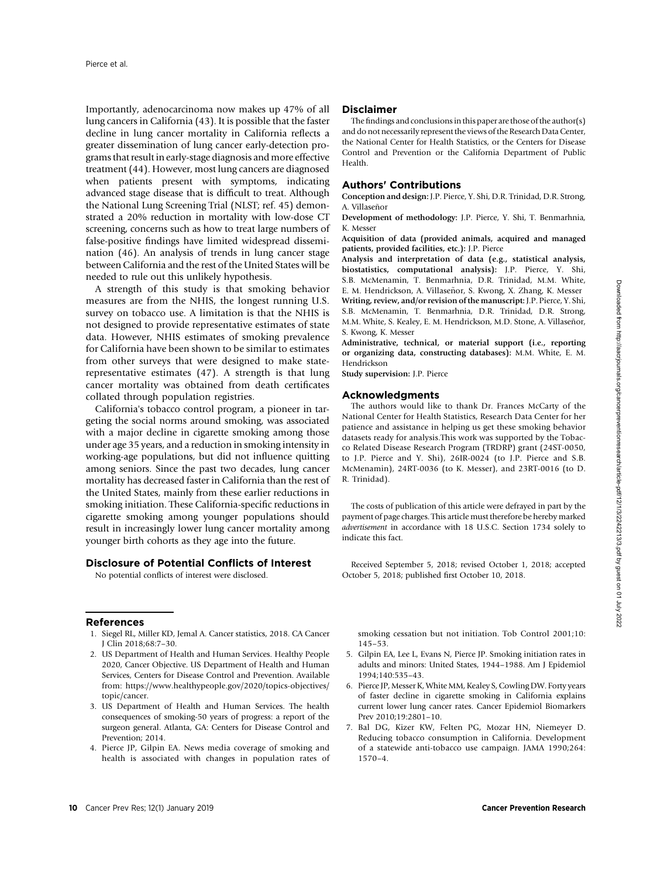Importantly, adenocarcinoma now makes up 47% of all lung cancers in California (43). It is possible that the faster decline in lung cancer mortality in California reflects a greater dissemination of lung cancer early-detection programs that result in early-stage diagnosis and more effective treatment (44). However, most lung cancers are diagnosed when patients present with symptoms, indicating advanced stage disease that is difficult to treat. Although the National Lung Screening Trial (NLST; ref. 45) demonstrated a 20% reduction in mortality with low-dose CT screening, concerns such as how to treat large numbers of false-positive findings have limited widespread dissemination (46). An analysis of trends in lung cancer stage between California and the rest of the United States will be needed to rule out this unlikely hypothesis.

A strength of this study is that smoking behavior measures are from the NHIS, the longest running U.S. survey on tobacco use. A limitation is that the NHIS is not designed to provide representative estimates of state data. However, NHIS estimates of smoking prevalence for California have been shown to be similar to estimates from other surveys that were designed to make state-representative estimates (47). A strength is that lung cancer mortality was obtained from death certificates collated through population registries.

California's tobacco control program, a pioneer in targeting the social norms around smoking, was associated with a major decline in cigarette smoking among those under age 35 years, and a reduction in smoking intensity in working-age populations, but did not influence quitting among seniors. Since the past two decades, lung cancer mortality has decreased faster in California than the rest of the United States, mainly from these earlier reductions in smoking initiation. These California-specific reductions in cigarette smoking among younger populations should result in increasingly lower lung cancer mortality among younger birth cohorts as they age into the future.

## Disclosure of Potential Conflicts of Interest

No potential conflicts of interest were disclosed.

## Disclaimer

The findings and conclusions in this paper are those of the author(s) and do not necessarily represent the views of the Research Data Center, the National Center for Health Statistics, or the Centers for Disease Control and Prevention or the California Department of Public Health.

## Authors' Contributions

**Conception and design:** J.P. Pierce, Y. Shi, D.R. Trinidad, D.R. Strong, A. Villaseñor

**Development of methodology:** J.P. Pierce, Y. Shi, T. Benmarhnia, K. Messer

**Acquisition of data (provided animals, acquired and managed patients, provided facilities, etc.):** J.P. Pierce

**Analysis and interpretation of data (e.g., statistical analysis, biostatistics, computational analysis):** J.P. Pierce, Y. Shi, S.B. McMenamin, T. Benmarhnia, D.R. Trinidad, M.M. White, E. M. Hendrickson, A. Villaseñor, S. Kwong, X. Zhang, K. Messer

**Writing, review, and/or revision of the manuscript:** J.P. Pierce, Y. Shi, S.B. McMenamin, T. Benmarhnia, D.R. Trinidad, D.R. Strong, M.M. White, S. Kealey, E. M. Hendrickson, M.D. Stone, A. Villaseñor, S. Kwong, K. Messer

**Administrative, technical, or material support (i.e., reporting or organizing data, constructing databases):** M.M. White, E. M. Hendrickson

**Study supervision:** J.P. Pierce

## Acknowledgments

The authors would like to thank Dr. Frances McCarty of the National Center for Health Statistics, Research Data Center for her patience and assistance in helping us get these smoking behavior datasets ready for analysis.This work was supported by the Tobacco Related Disease Research Program (TRDRP) grant (24ST-0050, to J.P. Pierce and Y. Shi), 26IR-0024 (to J.P. Pierce and S.B. McMenamin), 24RT-0036 (to K. Messer), and 23RT-0016 (to D. R. Trinidad).

The costs of publication of this article were defrayed in part by the payment of page charges. This article must therefore be hereby marked *advertisement* in accordance with 18 U.S.C. Section 1734 solely to indicate this fact.

Received September 5, 2018; revised October 1, 2018; accepted October 5, 2018; published first October 10, 2018.

## References

1. Siegel RL, Miller KD, Jemal A. Cancer statistics, 2018. CA Cancer J Clin 2018;68:7–30.
2. US Department of Health and Human Services. Healthy People 2020, Cancer Objective. US Department of Health and Human Services, Centers for Disease Control and Prevention. Available from: https://www.healthypeople.gov/2020/topics-objectives/topic/cancer.
3. US Department of Health and Human Services. The health consequences of smoking-50 years of progress: a report of the surgeon general. Atlanta, GA: Centers for Disease Control and Prevention; 2014.
4. Pierce JP, Gilpin EA. News media coverage of smoking and health is associated with changes in population rates of smoking cessation but not initiation. Tob Control 2001;10:145–53.
5. Gilpin EA, Lee L, Evans N, Pierce JP. Smoking initiation rates in adults and minors: United States, 1944–1988. Am J Epidemiol 1994;140:535–43.
6. Pierce JP, Messer K, White MM, Kealey S, Cowling DW. Forty years of faster decline in cigarette smoking in California explains current lower lung cancer rates. Cancer Epidemiol Biomarkers Prev 2010;19:2801–10.
7. Bal DG, Kizer KW, Felten PG, Mozar HN, Niemeyer D. Reducing tobacco consumption in California. Development of a statewide anti-tobacco use campaign. JAMA 1990;264:1570–4.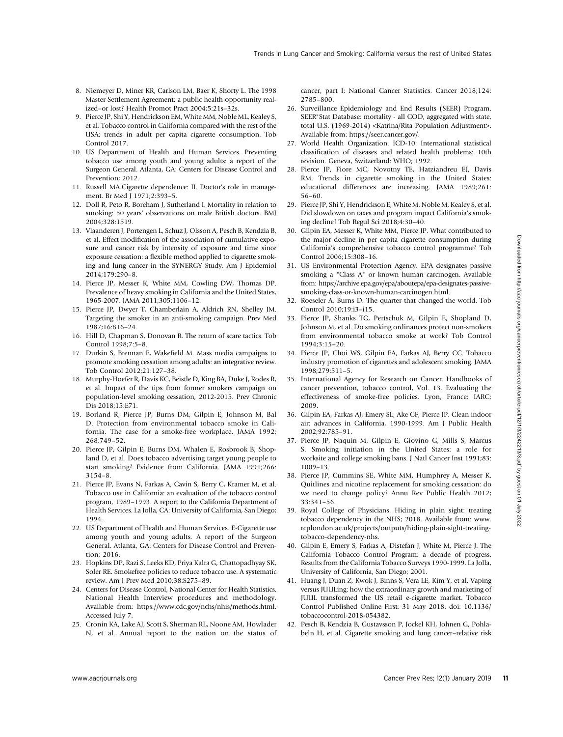8. Niemeyer D, Miner KR, Carlson LM, Baer K, Shorty L. The 1998 Master Settlement Agreement: a public health opportunity realized–or lost? Health Promot Pract 2004;5:21s–32s.
9. Pierce JP, Shi Y, Hendrickson EM, White MM, Noble ML, Kealey S, et al. Tobacco control in California compared with the rest of the USA: trends in adult per capita cigarette consumption. Tob Control 2017.
10. US Department of Health and Human Services. Preventing tobacco use among youth and young adults: a report of the Surgeon General. Atlanta, GA: Centers for Disease Control and Prevention; 2012.
11. Russell MA.Cigarette dependence: II. Doctor's role in management. Br Med J 1971;2:393–5.
12. Doll R, Peto R, Boreham J, Sutherland I. Mortality in relation to smoking: 50 years' observations on male British doctors. BMJ 2004;328:1519.
13. Vlaanderen J, Portengen L, Schuz J, Olsson A, Pesch B, Kendzia B, et al. Effect modification of the association of cumulative exposure and cancer risk by intensity of exposure and time since exposure cessation: a flexible method applied to cigarette smoking and lung cancer in the SYNERGY Study. Am J Epidemiol 2014;179:290–8.
14. Pierce JP, Messer K, White MM, Cowling DW, Thomas DP. Prevalence of heavy smoking in California and the United States, 1965-2007. JAMA 2011;305:1106–12.
15. Pierce JP, Dwyer T, Chamberlain A, Aldrich RN, Shelley JM. Targeting the smoker in an anti-smoking campaign. Prev Med 1987;16:816–24.
16. Hill D, Chapman S, Donovan R. The return of scare tactics. Tob Control 1998;7:5–8.
17. Durkin S, Brennan E, Wakefield M. Mass media campaigns to promote smoking cessation among adults: an integrative review. Tob Control 2012;21:127–38.
18. Murphy-Hoefer R, Davis KC, Beistle D, King BA, Duke J, Rodes R, et al. Impact of the tips from former smokers campaign on population-level smoking cessation, 2012-2015. Prev Chronic Dis 2018;15:E71.
19. Borland R, Pierce JP, Burns DM, Gilpin E, Johnson M, Bal D. Protection from environmental tobacco smoke in California. The case for a smoke-free workplace. JAMA 1992; 268:749–52.
20. Pierce JP, Gilpin E, Burns DM, Whalen E, Rosbrook B, Shopland D, et al. Does tobacco advertising target young people to start smoking? Evidence from California. JAMA 1991;266: 3154–8.
21. Pierce JP, Evans N, Farkas A, Cavin S, Berry C, Kramer M, et al. Tobacco use in California: an evaluation of the tobacco control program, 1989–1993. A report to the California Department of Health Services. La Jolla, CA: University of California, San Diego; 1994.
22. US Department of Health and Human Services. E-Cigarette use among youth and young adults. A report of the Surgeon General. Atlanta, GA: Centers for Disease Control and Prevention; 2016.
23. Hopkins DP, Razi S, Leeks KD, Priya Kalra G, Chattopadhyay SK, Soler RE. Smokefree policies to reduce tobacco use. A systematic review. Am J Prev Med 2010;38:S275–89.
24. Centers for Disease Control, National Center for Health Statistics. National Health Interview procedures and methodology. Available from: https://www.cdc.gov/nchs/nhis/methods.html. Accessed July 7.
25. Cronin KA, Lake AJ, Scott S, Sherman RL, Noone AM, Howlader N, et al. Annual report to the nation on the status of cancer, part I: National Cancer Statistics. Cancer 2018;124: 2785–800.
26. Surveillance Epidemiology and End Results (SEER) Program. SEER*Stat Database: mortality - all COD, aggregated with state, total U.S. (1969-2014) <Katrina/Rita Population Adjustment>. Available from: https://seer.cancer.gov/.
27. World Health Organization. ICD-10: International statistical classification of diseases and related health problems: 10th revision. Geneva, Switzerland: WHO; 1992.
28. Pierce JP, Fiore MC, Novotny TE, Hatziandreu EJ, Davis RM. Trends in cigarette smoking in the United States: educational differences are increasing. JAMA 1989;261: 56–60.
29. Pierce JP, Shi Y, Hendrickson E, White M, Noble M, Kealey S, et al. Did slowdown on taxes and program impact California's smoking decline? Tob Regul Sci 2018;4:30–40.
30. Gilpin EA, Messer K, White MM, Pierce JP. What contributed to the major decline in per capita cigarette consumption during California's comprehensive tobacco control programme? Tob Control 2006;15:308–16.
31. US Environmental Protection Agency. EPA designates passive smoking a "Class A" or known human carcinogen. Available from: https://archive.epa.gov/epa/aboutepa/epa-designates-passive-smoking-class-or-known-human-carcinogen.html.
32. Roeseler A, Burns D. The quarter that changed the world. Tob Control 2010;19:i3–i15.
33. Pierce JP, Shanks TG, Pertschuk M, Gilpin E, Shopland D, Johnson M, et al. Do smoking ordinances protect non-smokers from environmental tobacco smoke at work? Tob Control 1994;3:15–20.
34. Pierce JP, Choi WS, Gilpin EA, Farkas AJ, Berry CC. Tobacco industry promotion of cigarettes and adolescent smoking. JAMA 1998;279:511–5.
35. International Agency for Research on Cancer. Handbooks of cancer prevention, tobacco control, Vol. 13. Evaluating the effectiveness of smoke-free policies. Lyon, France: IARC; 2009.
36. Gilpin EA, Farkas AJ, Emery SL, Ake CF, Pierce JP. Clean indoor air: advances in California, 1990-1999. Am J Public Health 2002;92:785–91.
37. Pierce JP, Naquin M, Gilpin E, Giovino G, Mills S, Marcus S. Smoking initiation in the United States: a role for worksite and college smoking bans. J Natl Cancer Inst 1991;83: 1009–13.
38. Pierce JP, Cummins SE, White MM, Humphrey A, Messer K. Quitlines and nicotine replacement for smoking cessation: do we need to change policy? Annu Rev Public Health 2012; 33:341–56.
39. Royal College of Physicians. Hiding in plain sight: treating tobacco dependency in the NHS; 2018. Available from: www.rcplondon.ac.uk/projects/outputs/hiding-plain-sight-treating-tobacco-dependency-nhs.
40. Gilpin E, Emery S, Farkas A, Distefan J, White M, Pierce J. The California Tobacco Control Program: a decade of progress. Results from the California Tobacco Surveys 1990-1999. La Jolla, University of California, San Diego; 2001.
41. Huang J, Duan Z, Kwok J, Binns S, Vera LE, Kim Y, et al. Vaping versus JUULing: how the extraordinary growth and marketing of JUUL transformed the US retail e-cigarette market. Tobacco Control Published Online First: 31 May 2018. doi: 10.1136/tobaccocontrol-2018-054382.
42. Pesch B, Kendzia B, Gustavsson P, Jockel KH, Johnen G, Pohlabeln H, et al. Cigarette smoking and lung cancer–relative risk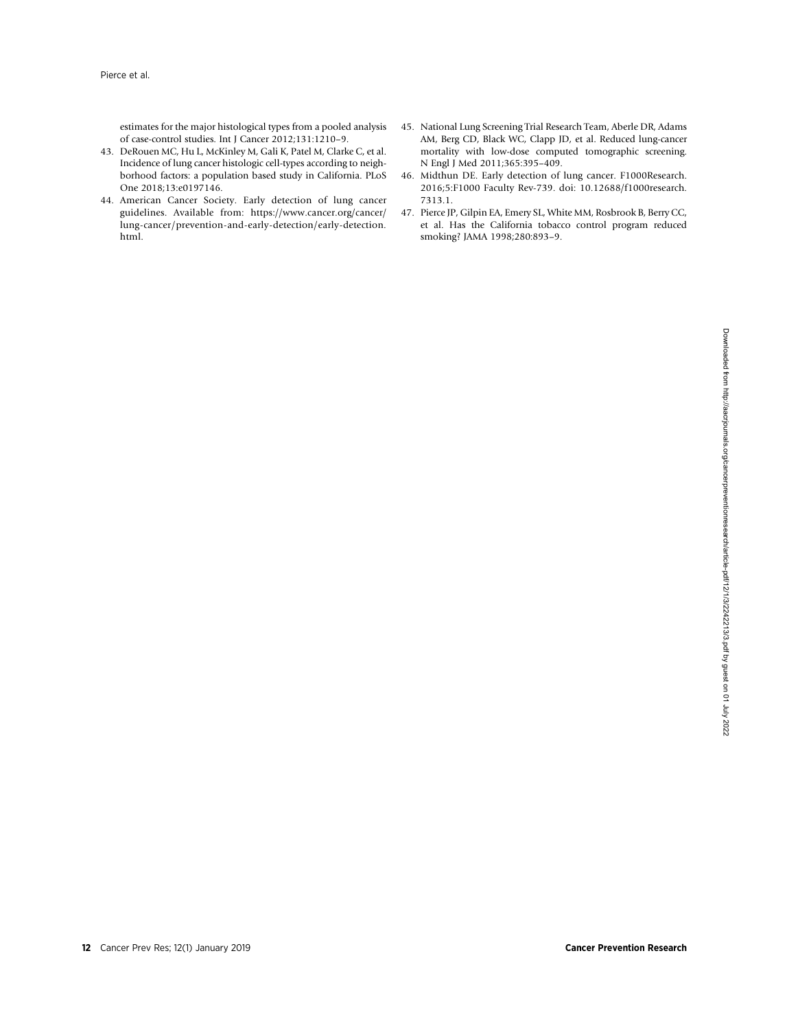estimates for the major histological types from a pooled analysis of case-control studies. Int J Cancer 2012;131:1210–9.

43. DeRouen MC, Hu L, McKinley M, Gali K, Patel M, Clarke C, et al. Incidence of lung cancer histologic cell-types according to neighborhood factors: a population based study in California. PLoS One 2018;13:e0197146.
44. American Cancer Society. Early detection of lung cancer guidelines. Available from: https://www.cancer.org/cancer/lung-cancer/prevention-and-early-detection/early-detection.html.
45. National Lung Screening Trial Research Team, Aberle DR, Adams AM, Berg CD, Black WC, Clapp JD, et al. Reduced lung-cancer mortality with low-dose computed tomographic screening. N Engl J Med 2011;365:395–409.
46. Midthun DE. Early detection of lung cancer. F1000Research. 2016;5:F1000 Faculty Rev-739. doi: 10.12688/f1000research.7313.1.
47. Pierce JP, Gilpin EA, Emery SL, White MM, Rosbrook B, Berry CC, et al. Has the California tobacco control program reduced smoking? JAMA 1998;280:893–9.